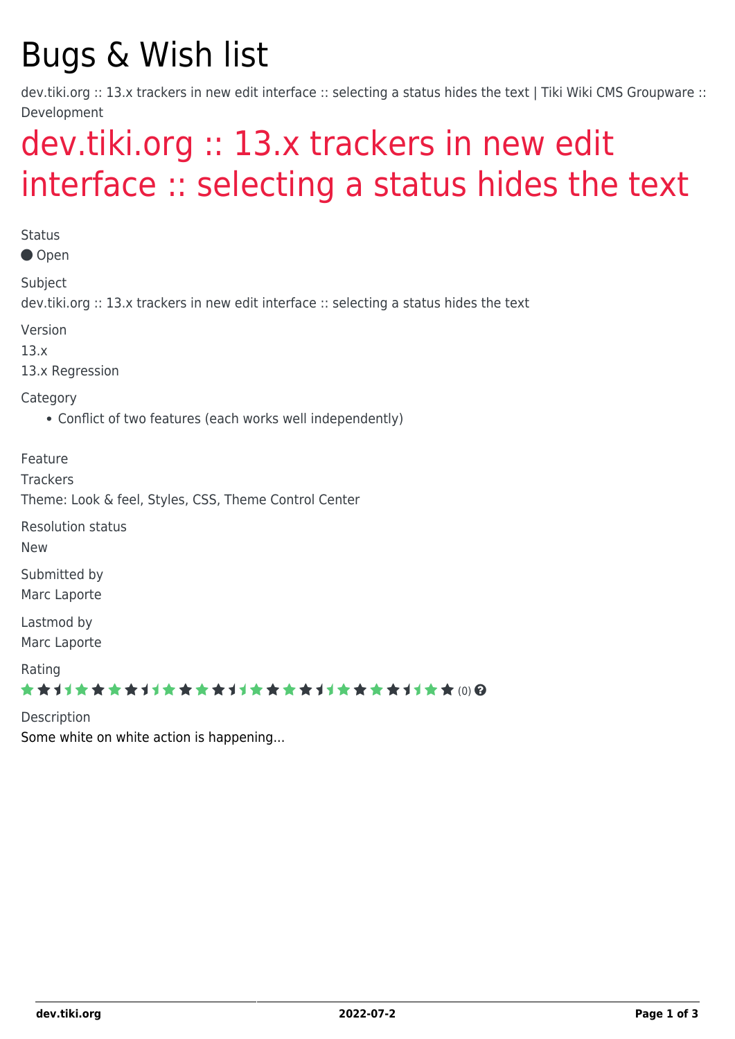# Bugs & Wish list

dev.tiki.org :: 13.x trackers in new edit interface :: selecting a status hides the text | Tiki Wiki CMS Groupware :: Development

## dev.tiki.org :: 13.x trackers in new edit interface :: selecting a status hides the text

Status

● Open

Subject

dev.tiki.org :: 13.x trackers in new edit interface :: selecting a status hides the text

Version

13.x

13.x Regression

Category

- Conflict of two features (each works well independently)

Feature

Trackers

Theme: Look & feel, Styles, CSS, Theme Control Center

Resolution status

New

Submitted by

Marc Laporte

Lastmod by

Marc Laporte

Rating

(0)

Description

Some white on white action is happening...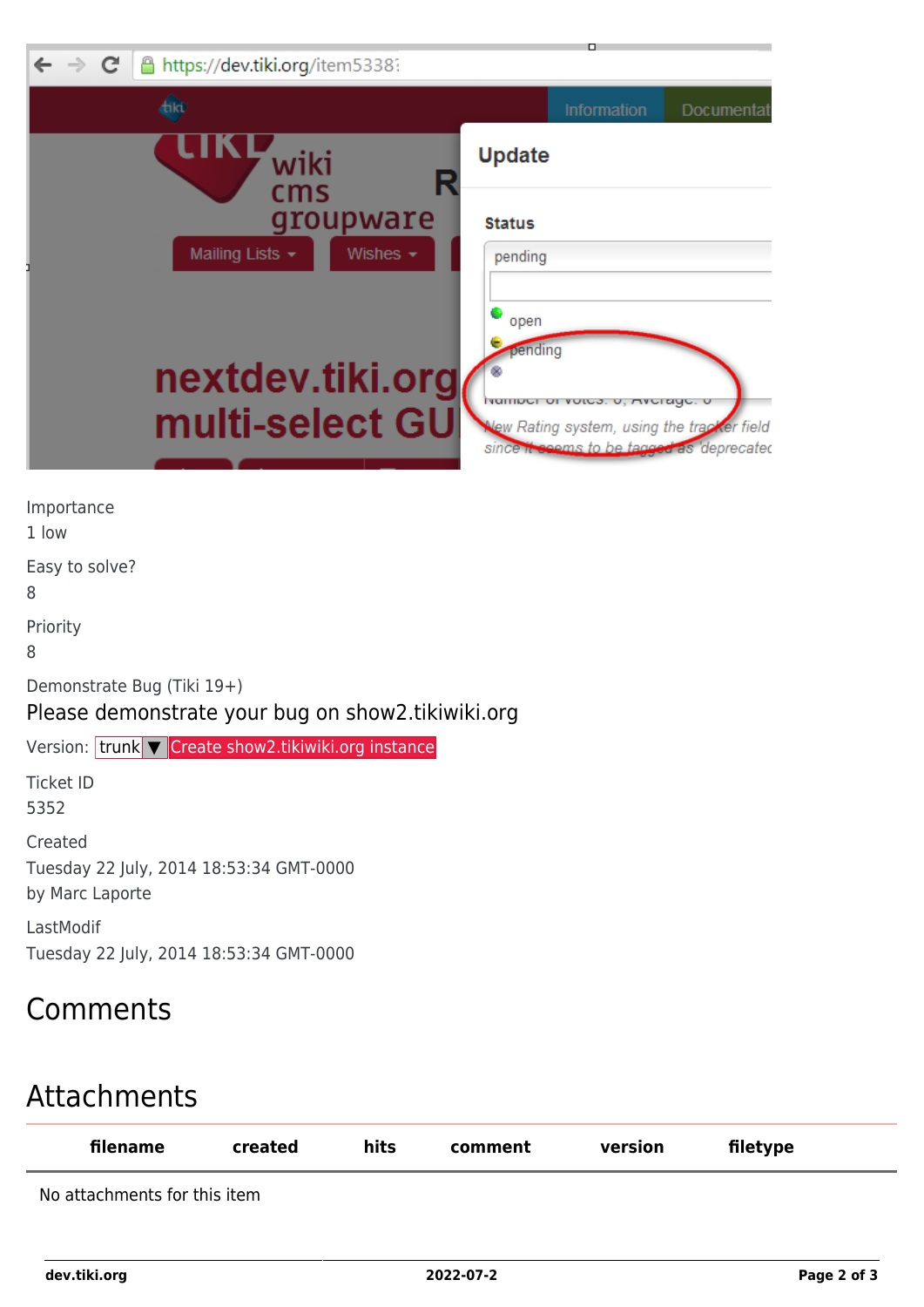Importance
1 low

Easy to solve?
8

Priority
8

Demonstrate Bug (Tiki 19+)
Please demonstrate your bug on show2.tikiwiki.org

Version: trunk ▼ Create show2.tikiwiki.org instance

Ticket ID
5352

Created
Tuesday 22 July, 2014 18:53:34 GMT-0000
by Marc Laporte

LastModif
Tuesday 22 July, 2014 18:53:34 GMT-0000

## Comments

## Attachments

| filename | created | hits | comment | version | filetype |
|---|---|---|---|---|---|

No attachments for this item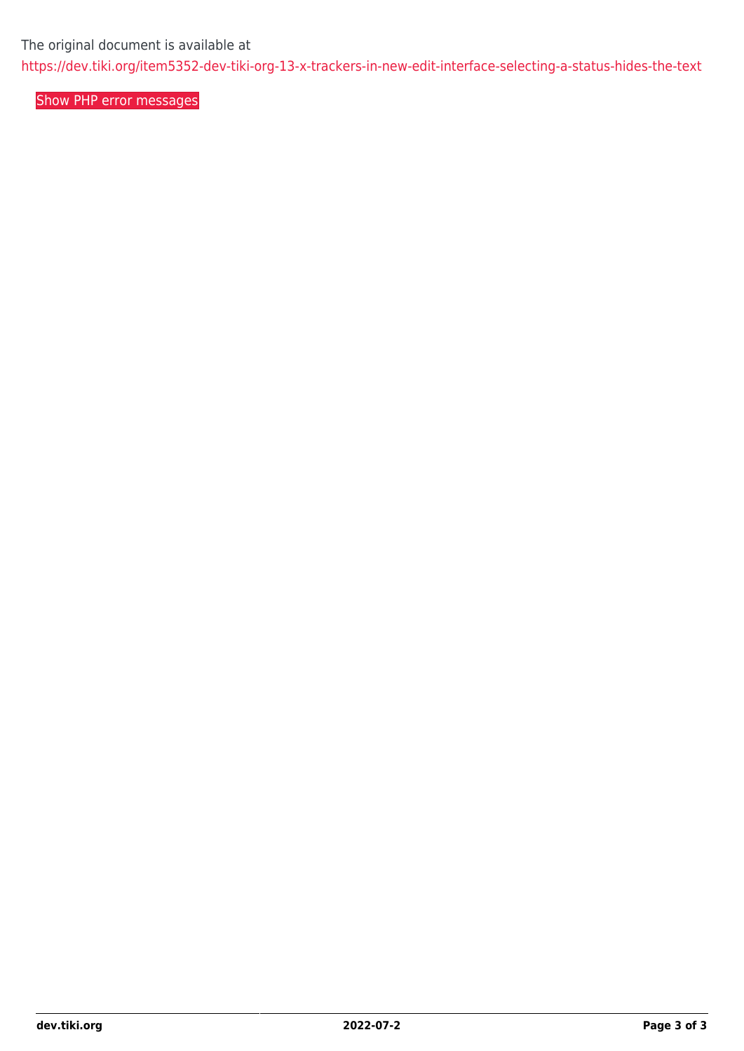The original document is available at
https://dev.tiki.org/item5352-dev-tiki-org-13-x-trackers-in-new-edit-interface-selecting-a-status-hides-the-text

Show PHP error messages